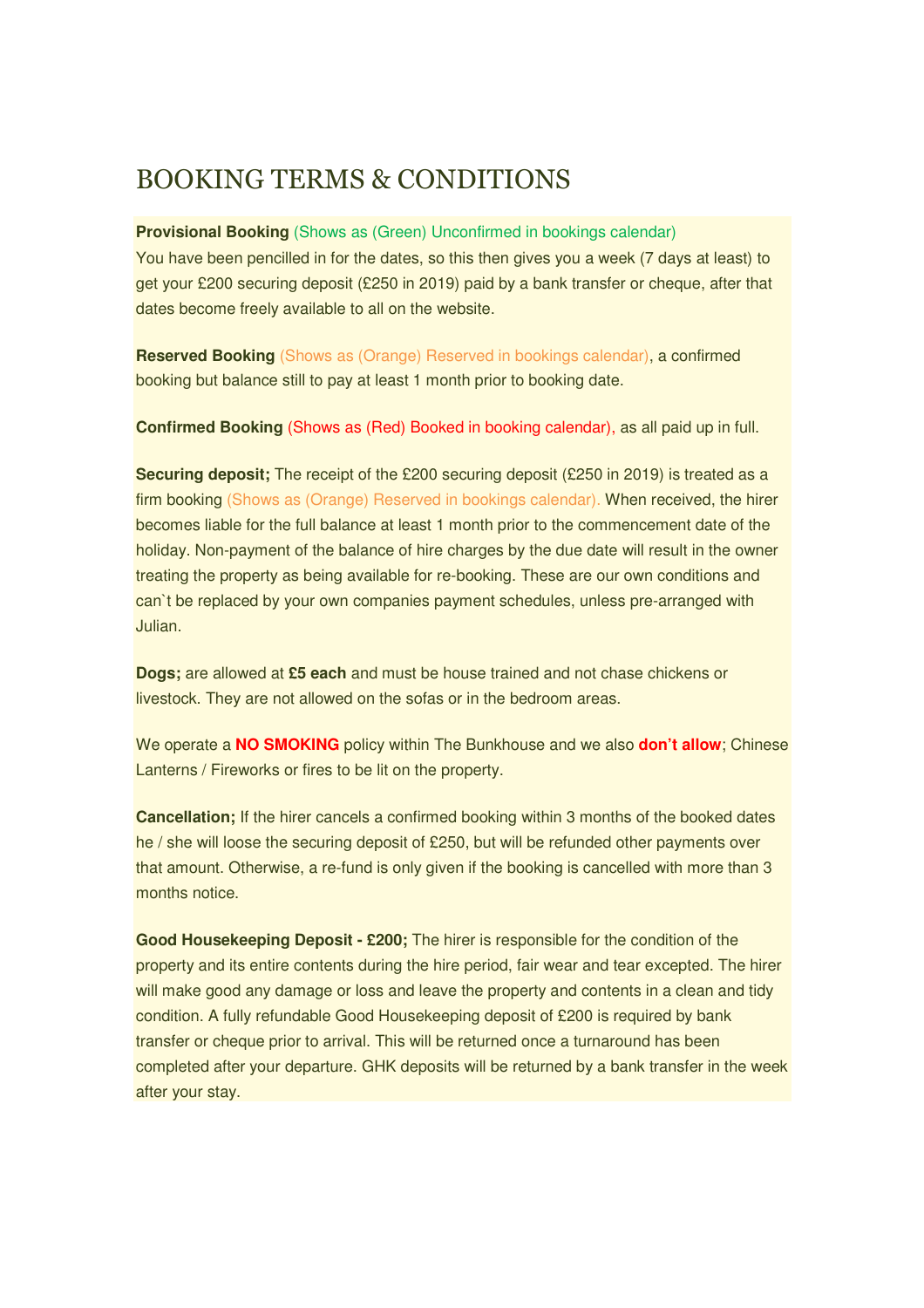# BOOKING TERMS & CONDITIONS

**Provisional Booking** (Shows as (Green) Unconfirmed in bookings calendar)
You have been pencilled in for the dates, so this then gives you a week (7 days at least) to get your £200 securing deposit (£250 in 2019) paid by a bank transfer or cheque, after that dates become freely available to all on the website.

**Reserved Booking** (Shows as (Orange) Reserved in bookings calendar), a confirmed booking but balance still to pay at least 1 month prior to booking date.

**Confirmed Booking** (Shows as (Red) Booked in booking calendar), as all paid up in full.

**Securing deposit;** The receipt of the £200 securing deposit (£250 in 2019) is treated as a firm booking (Shows as (Orange) Reserved in bookings calendar). When received, the hirer becomes liable for the full balance at least 1 month prior to the commencement date of the holiday. Non-payment of the balance of hire charges by the due date will result in the owner treating the property as being available for re-booking. These are our own conditions and can`t be replaced by your own companies payment schedules, unless pre-arranged with Julian.

**Dogs;** are allowed at **£5 each** and must be house trained and not chase chickens or livestock. They are not allowed on the sofas or in the bedroom areas.

We operate a **NO SMOKING** policy within The Bunkhouse and we also **don't allow**; Chinese Lanterns / Fireworks or fires to be lit on the property.

**Cancellation;** If the hirer cancels a confirmed booking within 3 months of the booked dates he / she will loose the securing deposit of £250, but will be refunded other payments over that amount. Otherwise, a re-fund is only given if the booking is cancelled with more than 3 months notice.

**Good Housekeeping Deposit - £200;** The hirer is responsible for the condition of the property and its entire contents during the hire period, fair wear and tear excepted. The hirer will make good any damage or loss and leave the property and contents in a clean and tidy condition. A fully refundable Good Housekeeping deposit of £200 is required by bank transfer or cheque prior to arrival. This will be returned once a turnaround has been completed after your departure. GHK deposits will be returned by a bank transfer in the week after your stay.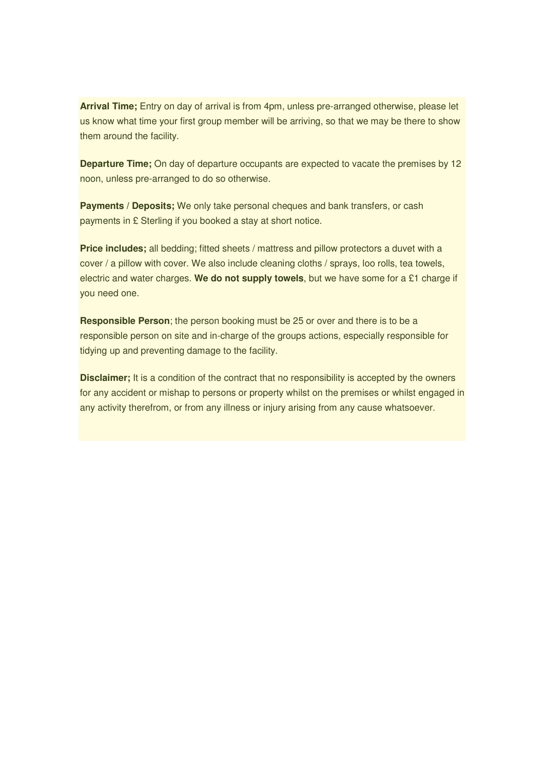**Arrival Time;** Entry on day of arrival is from 4pm, unless pre-arranged otherwise, please let us know what time your first group member will be arriving, so that we may be there to show them around the facility.

**Departure Time;** On day of departure occupants are expected to vacate the premises by 12 noon, unless pre-arranged to do so otherwise.

**Payments** / **Deposits;** We only take personal cheques and bank transfers, or cash payments in £ Sterling if you booked a stay at short notice.

**Price includes;** all bedding; fitted sheets / mattress and pillow protectors a duvet with a cover / a pillow with cover. We also include cleaning cloths / sprays, loo rolls, tea towels, electric and water charges. **We do not supply towels**, but we have some for a £1 charge if you need one.

**Responsible Person**; the person booking must be 25 or over and there is to be a responsible person on site and in-charge of the groups actions, especially responsible for tidying up and preventing damage to the facility.

**Disclaimer;** It is a condition of the contract that no responsibility is accepted by the owners for any accident or mishap to persons or property whilst on the premises or whilst engaged in any activity therefrom, or from any illness or injury arising from any cause whatsoever.